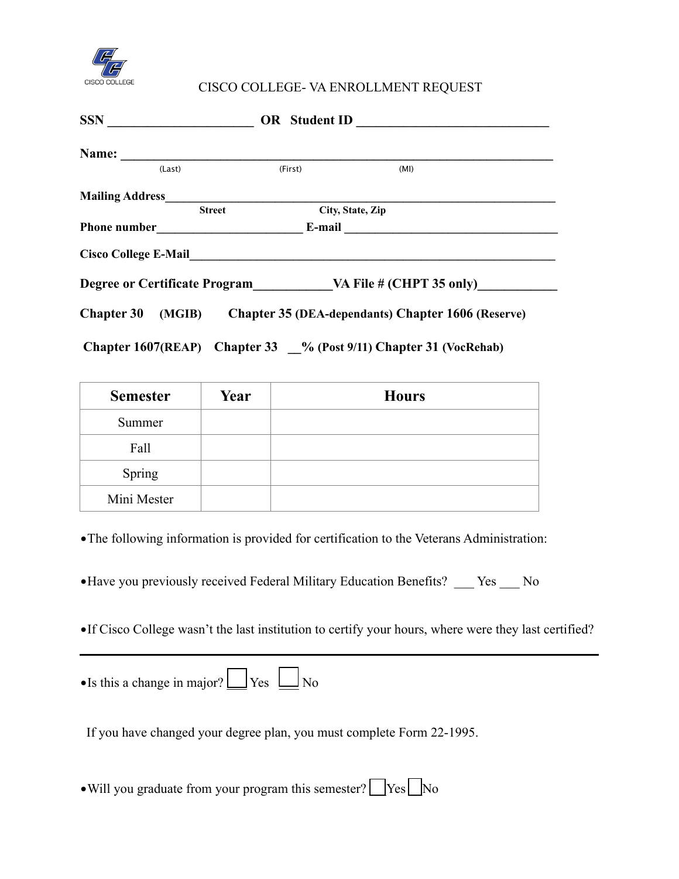CISCO COLLEGE

# CISCO COLLEGE- VA ENROLLMENT REQUEST

**SSN** ______________________ **OR Student ID** _____________________________

**Name:** ___________________________________________________________________
(Last) (First) (MI)

**Mailing Address**_____________________________________________________________
**Street** **City, State, Zip**

**Phone number**_______________________ **E-mail** __________________________________

**Cisco College E-Mail**___________________________________________________________

**Degree or Certificate Program**____________**VA File # (CHPT 35 only)**____________

**Chapter 30 (MGIB) Chapter 35 (DEA-dependants) Chapter 1606 (Reserve)**

**Chapter 1607(REAP) Chapter 33 __% (Post 9/11) Chapter 31 (VocRehab)**

| Semester | Year | Hours |
|---|---|---|
| Summer | | |
| Fall | | |
| Spring | | |
| Mini Mester | | |

- The following information is provided for certification to the Veterans Administration:

- Have you previously received Federal Military Education Benefits? ___ Yes ___ No

- If Cisco College wasn't the last institution to certify your hours, where were they last certified?

_____________________________________________________________________________

- Is this a change in major? ☐ Yes ☐ No

If you have changed your degree plan, you must complete Form 22-1995.

- Will you graduate from your program this semester? ☐ Yes ☐ No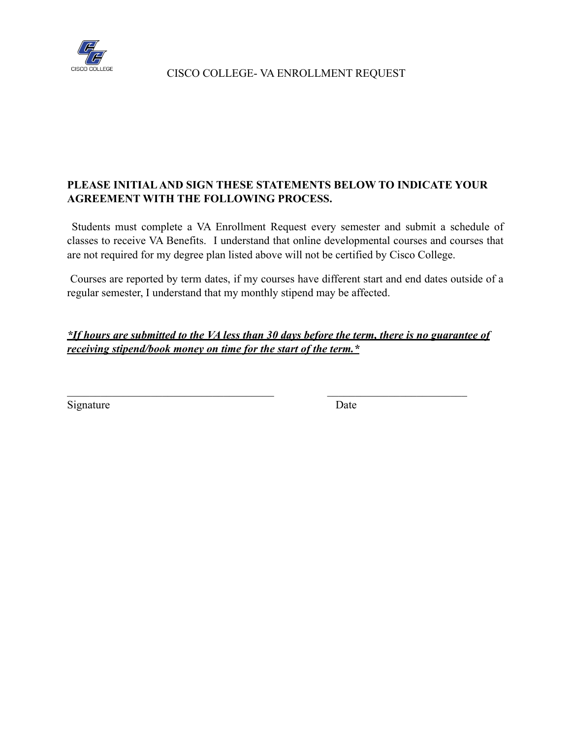CISCO COLLEGE

CISCO COLLEGE- VA ENROLLMENT REQUEST

**PLEASE INITIAL AND SIGN THESE STATEMENTS BELOW TO INDICATE YOUR AGREEMENT WITH THE FOLLOWING PROCESS.**

Students must complete a VA Enrollment Request every semester and submit a schedule of classes to receive VA Benefits. I understand that online developmental courses and courses that are not required for my degree plan listed above will not be certified by Cisco College.

Courses are reported by term dates, if my courses have different start and end dates outside of a regular semester, I understand that my monthly stipend may be affected.

***<u>*If hours are submitted to the VA less than 30 days before the term, there is no guarantee of receiving stipend/book money on time for the start of the term.*</u>***

______________________________________ __________________________

Signature Date